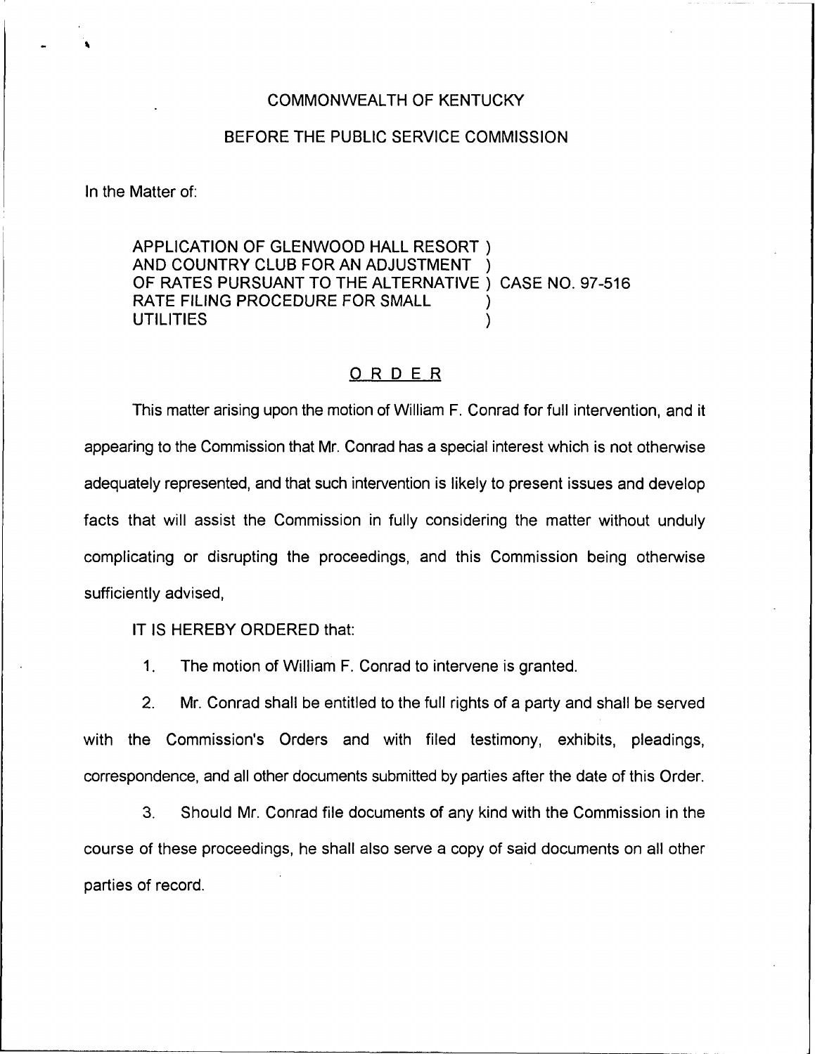COMMONWEALTH OF KENTUCKY

BEFORE THE PUBLIC SERVICE COMMISSION

In the Matter of:

APPLICATION OF GLENWOOD HALL RESORT )
AND COUNTRY CLUB FOR AN ADJUSTMENT )
OF RATES PURSUANT TO THE ALTERNATIVE ) CASE NO. 97-516
RATE FILING PROCEDURE FOR SMALL )
UTILITIES )

## ORDER

This matter arising upon the motion of William F. Conrad for full intervention, and it appearing to the Commission that Mr. Conrad has a special interest which is not otherwise adequately represented, and that such intervention is likely to present issues and develop facts that will assist the Commission in fully considering the matter without unduly complicating or disrupting the proceedings, and this Commission being otherwise sufficiently advised,

IT IS HEREBY ORDERED that:

1. The motion of William F. Conrad to intervene is granted.

2. Mr. Conrad shall be entitled to the full rights of a party and shall be served with the Commission's Orders and with filed testimony, exhibits, pleadings, correspondence, and all other documents submitted by parties after the date of this Order.

3. Should Mr. Conrad file documents of any kind with the Commission in the course of these proceedings, he shall also serve a copy of said documents on all other parties of record.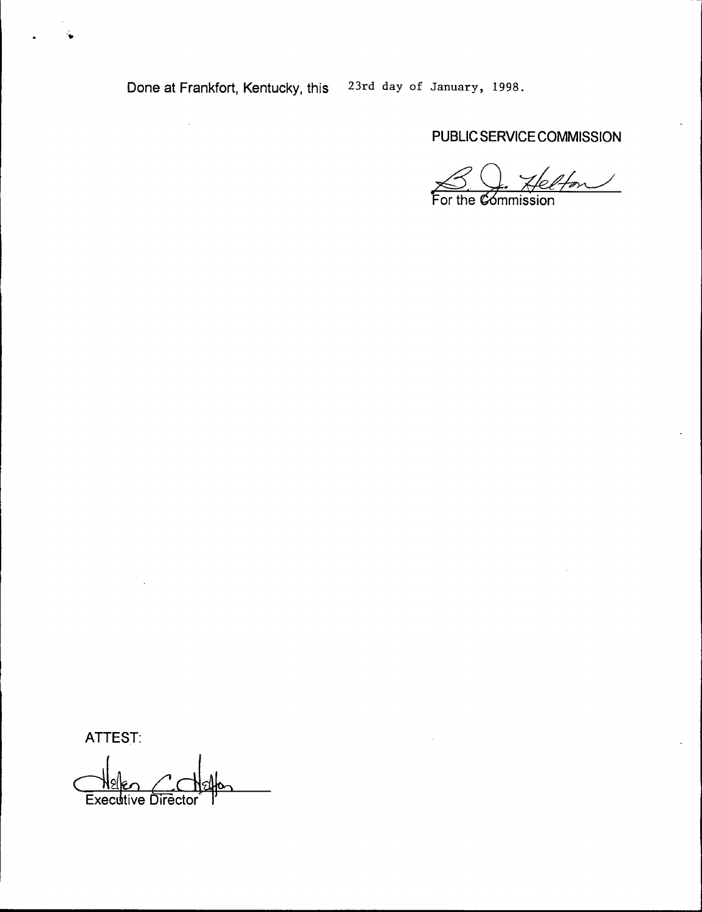Done at Frankfort, Kentucky, this 23rd day of January, 1998.

PUBLIC SERVICE COMMISSION

For the Commission

ATTEST:

Executive Director